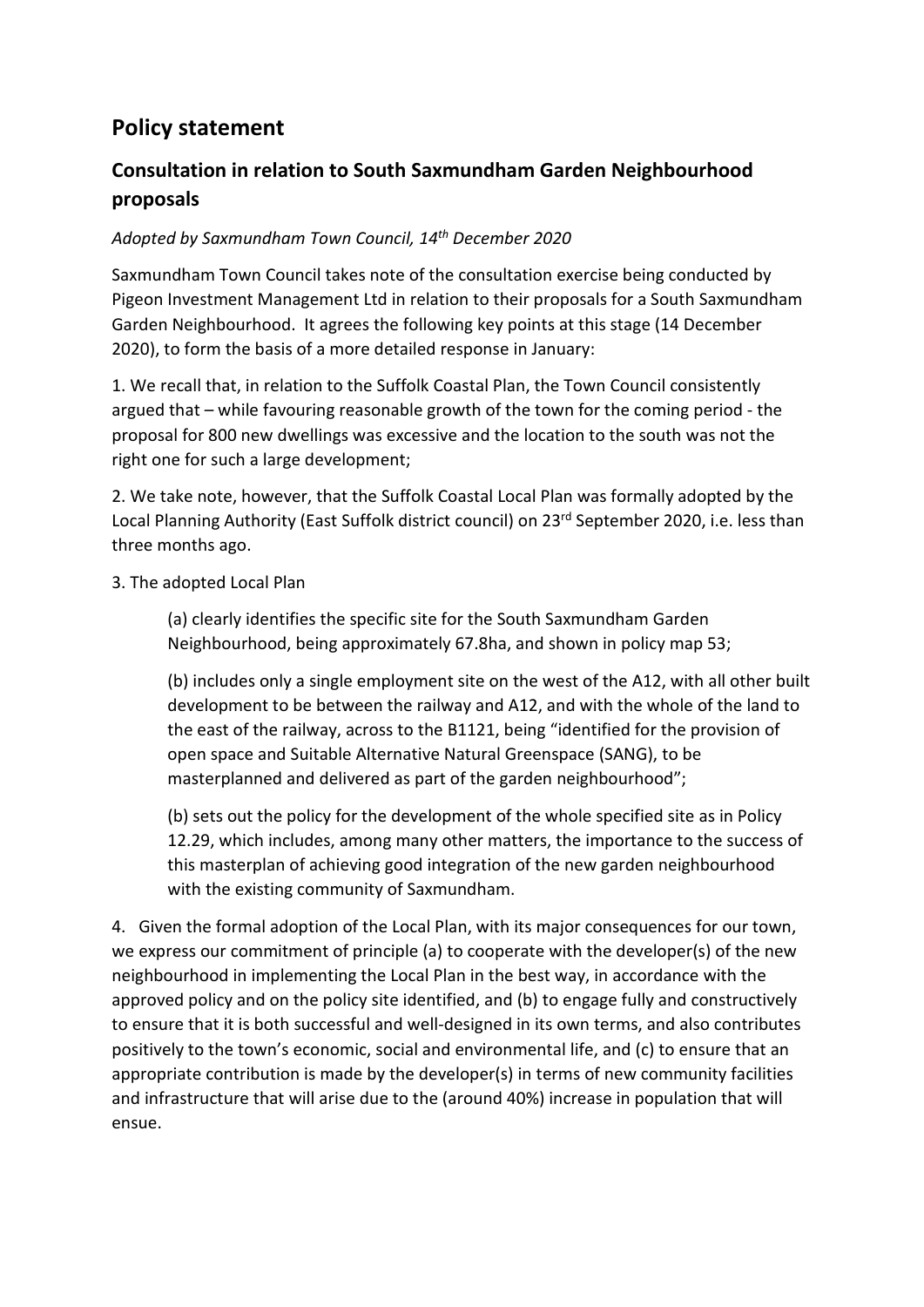# Policy statement

## Consultation in relation to South Saxmundham Garden Neighbourhood proposals

*Adopted by Saxmundham Town Council, 14th December 2020*

Saxmundham Town Council takes note of the consultation exercise being conducted by Pigeon Investment Management Ltd in relation to their proposals for a South Saxmundham Garden Neighbourhood. It agrees the following key points at this stage (14 December 2020), to form the basis of a more detailed response in January:

1. We recall that, in relation to the Suffolk Coastal Plan, the Town Council consistently argued that – while favouring reasonable growth of the town for the coming period - the proposal for 800 new dwellings was excessive and the location to the south was not the right one for such a large development;

2. We take note, however, that the Suffolk Coastal Local Plan was formally adopted by the Local Planning Authority (East Suffolk district council) on 23rd September 2020, i.e. less than three months ago.

3. The adopted Local Plan

> (a) clearly identifies the specific site for the South Saxmundham Garden Neighbourhood, being approximately 67.8ha, and shown in policy map 53;
>
> (b) includes only a single employment site on the west of the A12, with all other built development to be between the railway and A12, and with the whole of the land to the east of the railway, across to the B1121, being "identified for the provision of open space and Suitable Alternative Natural Greenspace (SANG), to be masterplanned and delivered as part of the garden neighbourhood";
>
> (b) sets out the policy for the development of the whole specified site as in Policy 12.29, which includes, among many other matters, the importance to the success of this masterplan of achieving good integration of the new garden neighbourhood with the existing community of Saxmundham.

4. Given the formal adoption of the Local Plan, with its major consequences for our town, we express our commitment of principle (a) to cooperate with the developer(s) of the new neighbourhood in implementing the Local Plan in the best way, in accordance with the approved policy and on the policy site identified, and (b) to engage fully and constructively to ensure that it is both successful and well-designed in its own terms, and also contributes positively to the town's economic, social and environmental life, and (c) to ensure that an appropriate contribution is made by the developer(s) in terms of new community facilities and infrastructure that will arise due to the (around 40%) increase in population that will ensue.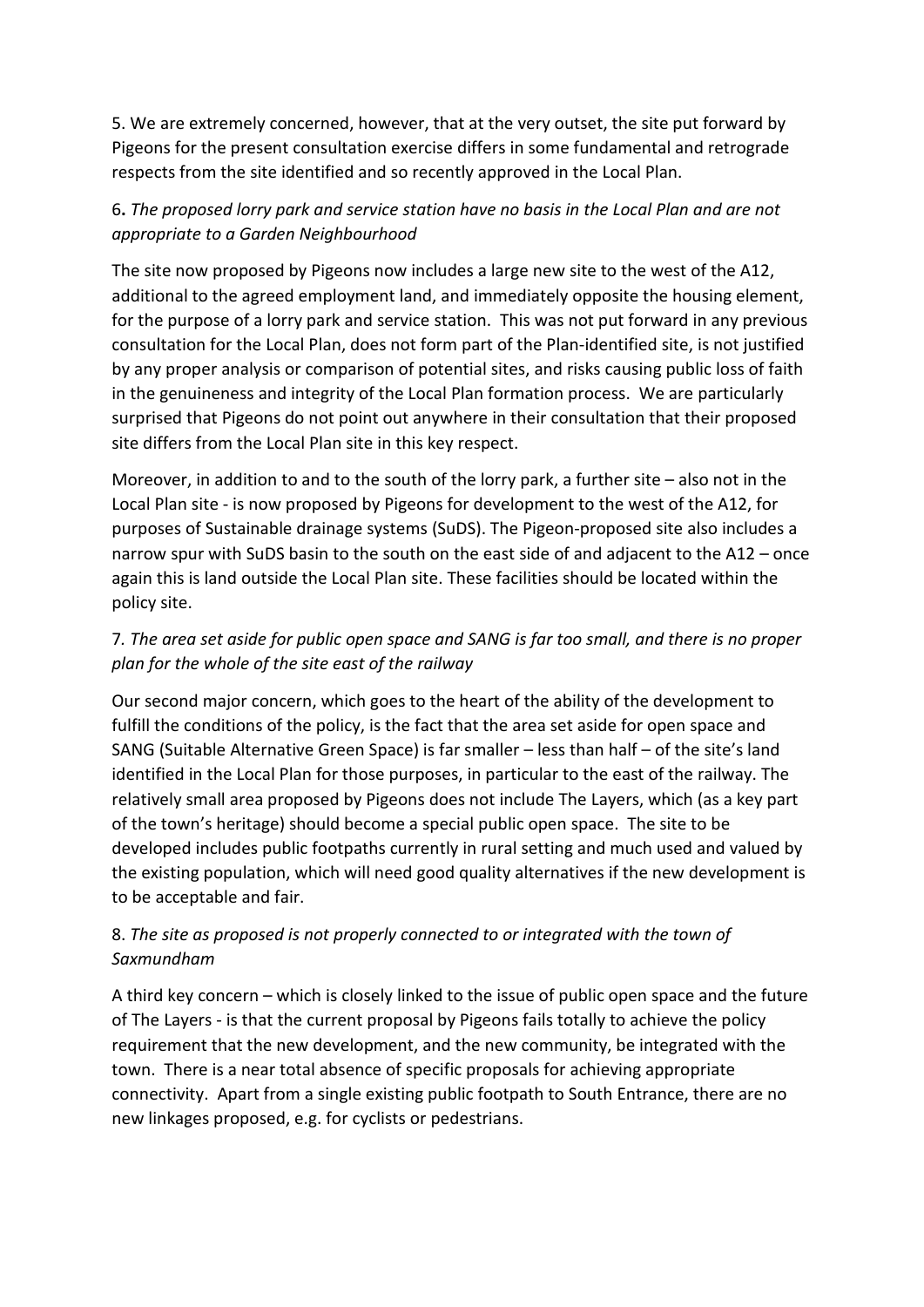5. We are extremely concerned, however, that at the very outset, the site put forward by Pigeons for the present consultation exercise differs in some fundamental and retrograde respects from the site identified and so recently approved in the Local Plan.

6**.** *The proposed lorry park and service station have no basis in the Local Plan and are not appropriate to a Garden Neighbourhood*

The site now proposed by Pigeons now includes a large new site to the west of the A12, additional to the agreed employment land, and immediately opposite the housing element, for the purpose of a lorry park and service station. This was not put forward in any previous consultation for the Local Plan, does not form part of the Plan-identified site, is not justified by any proper analysis or comparison of potential sites, and risks causing public loss of faith in the genuineness and integrity of the Local Plan formation process. We are particularly surprised that Pigeons do not point out anywhere in their consultation that their proposed site differs from the Local Plan site in this key respect.

Moreover, in addition to and to the south of the lorry park, a further site – also not in the Local Plan site - is now proposed by Pigeons for development to the west of the A12, for purposes of Sustainable drainage systems (SuDS). The Pigeon-proposed site also includes a narrow spur with SuDS basin to the south on the east side of and adjacent to the A12 – once again this is land outside the Local Plan site. These facilities should be located within the policy site.

7. *The area set aside for public open space and SANG is far too small, and there is no proper plan for the whole of the site east of the railway*

Our second major concern, which goes to the heart of the ability of the development to fulfill the conditions of the policy, is the fact that the area set aside for open space and SANG (Suitable Alternative Green Space) is far smaller – less than half – of the site's land identified in the Local Plan for those purposes, in particular to the east of the railway. The relatively small area proposed by Pigeons does not include The Layers, which (as a key part of the town's heritage) should become a special public open space. The site to be developed includes public footpaths currently in rural setting and much used and valued by the existing population, which will need good quality alternatives if the new development is to be acceptable and fair.

8. *The site as proposed is not properly connected to or integrated with the town of Saxmundham*

A third key concern – which is closely linked to the issue of public open space and the future of The Layers - is that the current proposal by Pigeons fails totally to achieve the policy requirement that the new development, and the new community, be integrated with the town. There is a near total absence of specific proposals for achieving appropriate connectivity. Apart from a single existing public footpath to South Entrance, there are no new linkages proposed, e.g. for cyclists or pedestrians.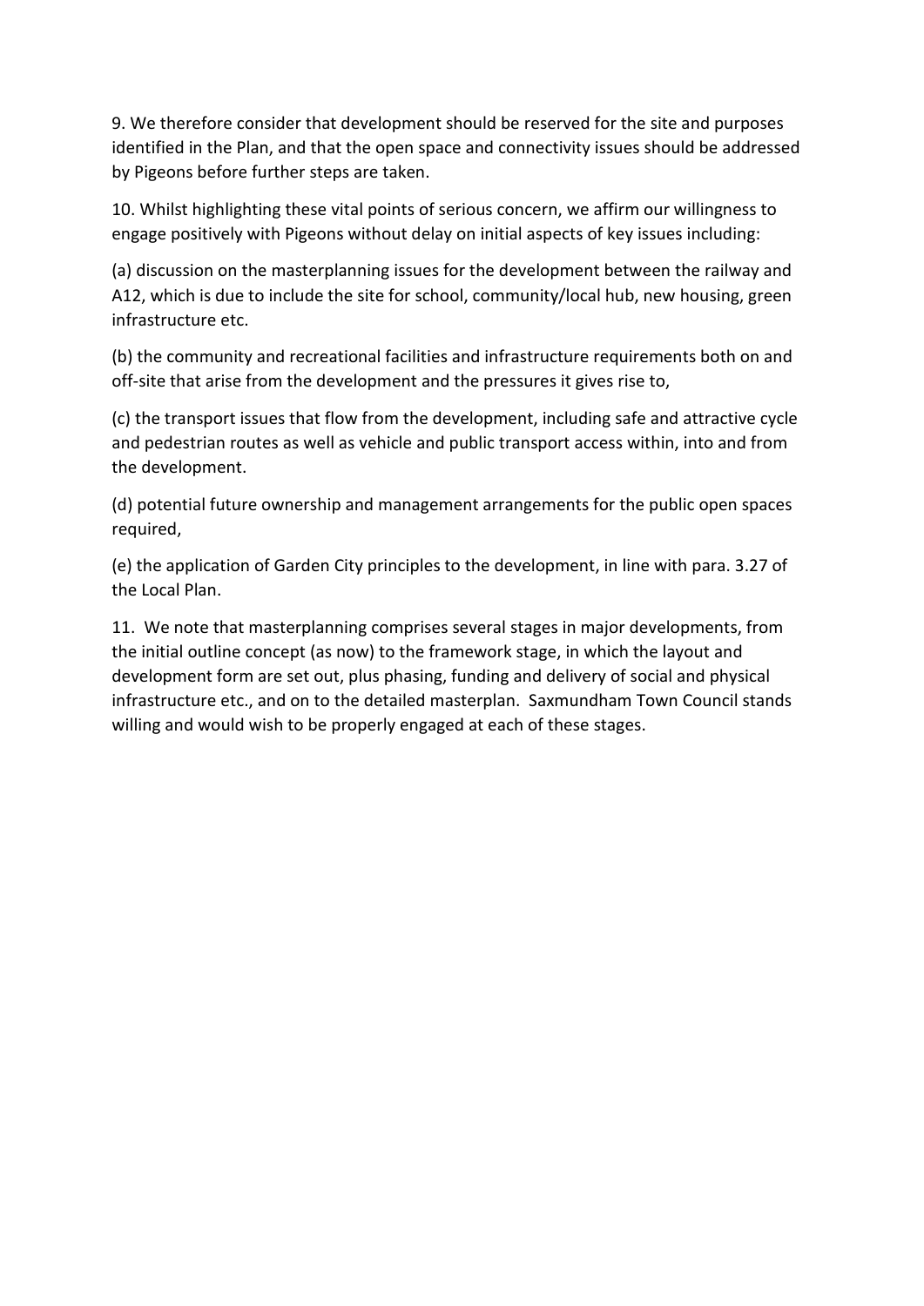9. We therefore consider that development should be reserved for the site and purposes identified in the Plan, and that the open space and connectivity issues should be addressed by Pigeons before further steps are taken.

10. Whilst highlighting these vital points of serious concern, we affirm our willingness to engage positively with Pigeons without delay on initial aspects of key issues including:

(a) discussion on the masterplanning issues for the development between the railway and A12, which is due to include the site for school, community/local hub, new housing, green infrastructure etc.

(b) the community and recreational facilities and infrastructure requirements both on and off-site that arise from the development and the pressures it gives rise to,

(c) the transport issues that flow from the development, including safe and attractive cycle and pedestrian routes as well as vehicle and public transport access within, into and from the development.

(d) potential future ownership and management arrangements for the public open spaces required,

(e) the application of Garden City principles to the development, in line with para. 3.27 of the Local Plan.

11. We note that masterplanning comprises several stages in major developments, from the initial outline concept (as now) to the framework stage, in which the layout and development form are set out, plus phasing, funding and delivery of social and physical infrastructure etc., and on to the detailed masterplan. Saxmundham Town Council stands willing and would wish to be properly engaged at each of these stages.